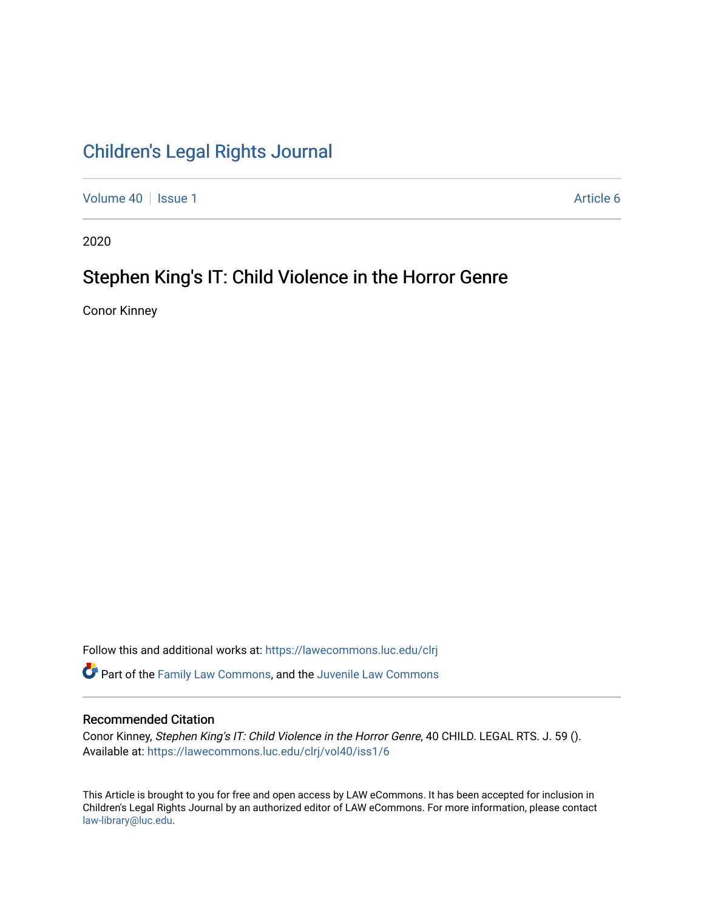# Children's Legal Rights Journal

Volume 40 | Issue 1 | Article 6

2020

## Stephen King's IT: Child Violence in the Horror Genre

Conor Kinney

Follow this and additional works at: https://lawecommons.luc.edu/clrj

Part of the Family Law Commons, and the Juvenile Law Commons

### Recommended Citation

Conor Kinney, *Stephen King's IT: Child Violence in the Horror Genre*, 40 CHILD. LEGAL RTS. J. 59 ().
Available at: https://lawecommons.luc.edu/clrj/vol40/iss1/6

This Article is brought to you for free and open access by LAW eCommons. It has been accepted for inclusion in Children's Legal Rights Journal by an authorized editor of LAW eCommons. For more information, please contact law-library@luc.edu.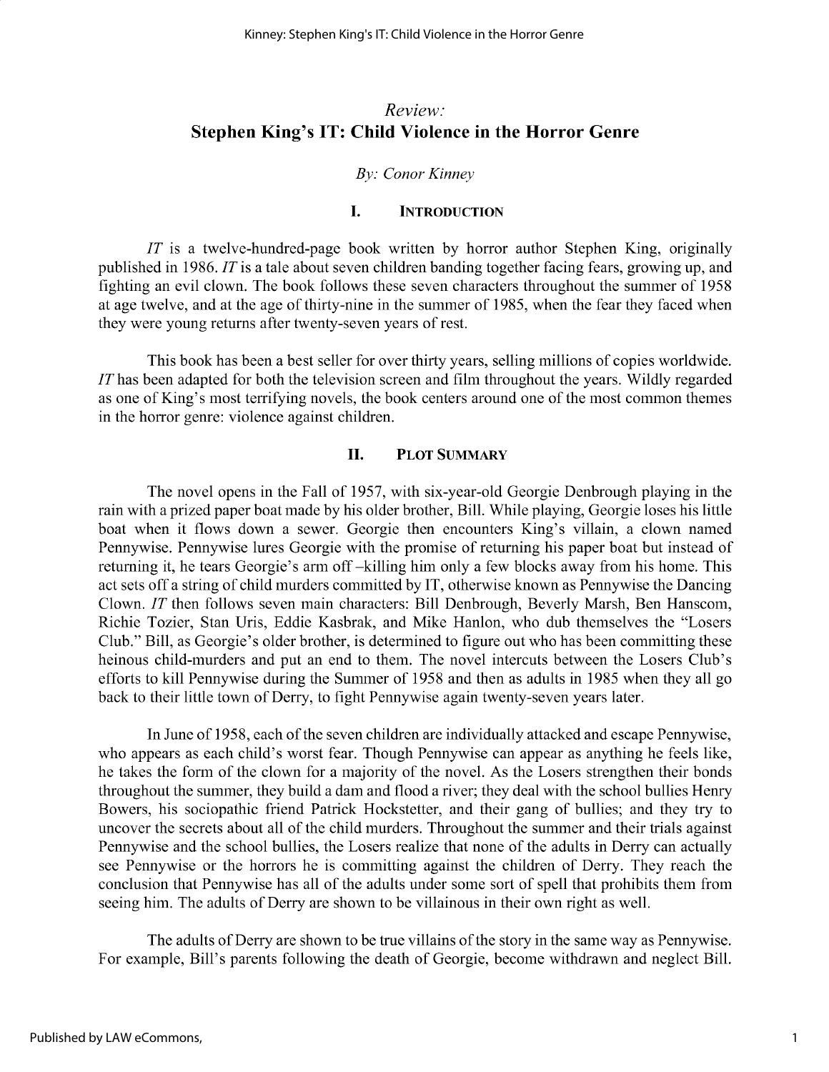*Review:*

# Stephen King's IT: Child Violence in the Horror Genre

*By: Conor Kinney*

## I. Introduction

*IT* is a twelve-hundred-page book written by horror author Stephen King, originally published in 1986. *IT* is a tale about seven children banding together facing fears, growing up, and fighting an evil clown. The book follows these seven characters throughout the summer of 1958 at age twelve, and at the age of thirty-nine in the summer of 1985, when the fear they faced when they were young returns after twenty-seven years of rest.

This book has been a best seller for over thirty years, selling millions of copies worldwide. *IT* has been adapted for both the television screen and film throughout the years. Wildly regarded as one of King's most terrifying novels, the book centers around one of the most common themes in the horror genre: violence against children.

## II. Plot Summary

The novel opens in the Fall of 1957, with six-year-old Georgie Denbrough playing in the rain with a prized paper boat made by his older brother, Bill. While playing, Georgie loses his little boat when it flows down a sewer. Georgie then encounters King's villain, a clown named Pennywise. Pennywise lures Georgie with the promise of returning his paper boat but instead of returning it, he tears Georgie's arm off –killing him only a few blocks away from his home. This act sets off a string of child murders committed by IT, otherwise known as Pennywise the Dancing Clown. *IT* then follows seven main characters: Bill Denbrough, Beverly Marsh, Ben Hanscom, Richie Tozier, Stan Uris, Eddie Kasbrak, and Mike Hanlon, who dub themselves the "Losers Club." Bill, as Georgie's older brother, is determined to figure out who has been committing these heinous child-murders and put an end to them. The novel intercuts between the Losers Club's efforts to kill Pennywise during the Summer of 1958 and then as adults in 1985 when they all go back to their little town of Derry, to fight Pennywise again twenty-seven years later.

In June of 1958, each of the seven children are individually attacked and escape Pennywise, who appears as each child's worst fear. Though Pennywise can appear as anything he feels like, he takes the form of the clown for a majority of the novel. As the Losers strengthen their bonds throughout the summer, they build a dam and flood a river; they deal with the school bullies Henry Bowers, his sociopathic friend Patrick Hockstetter, and their gang of bullies; and they try to uncover the secrets about all of the child murders. Throughout the summer and their trials against Pennywise and the school bullies, the Losers realize that none of the adults in Derry can actually see Pennywise or the horrors he is committing against the children of Derry. They reach the conclusion that Pennywise has all of the adults under some sort of spell that prohibits them from seeing him. The adults of Derry are shown to be villainous in their own right as well.

The adults of Derry are shown to be true villains of the story in the same way as Pennywise. For example, Bill's parents following the death of Georgie, become withdrawn and neglect Bill.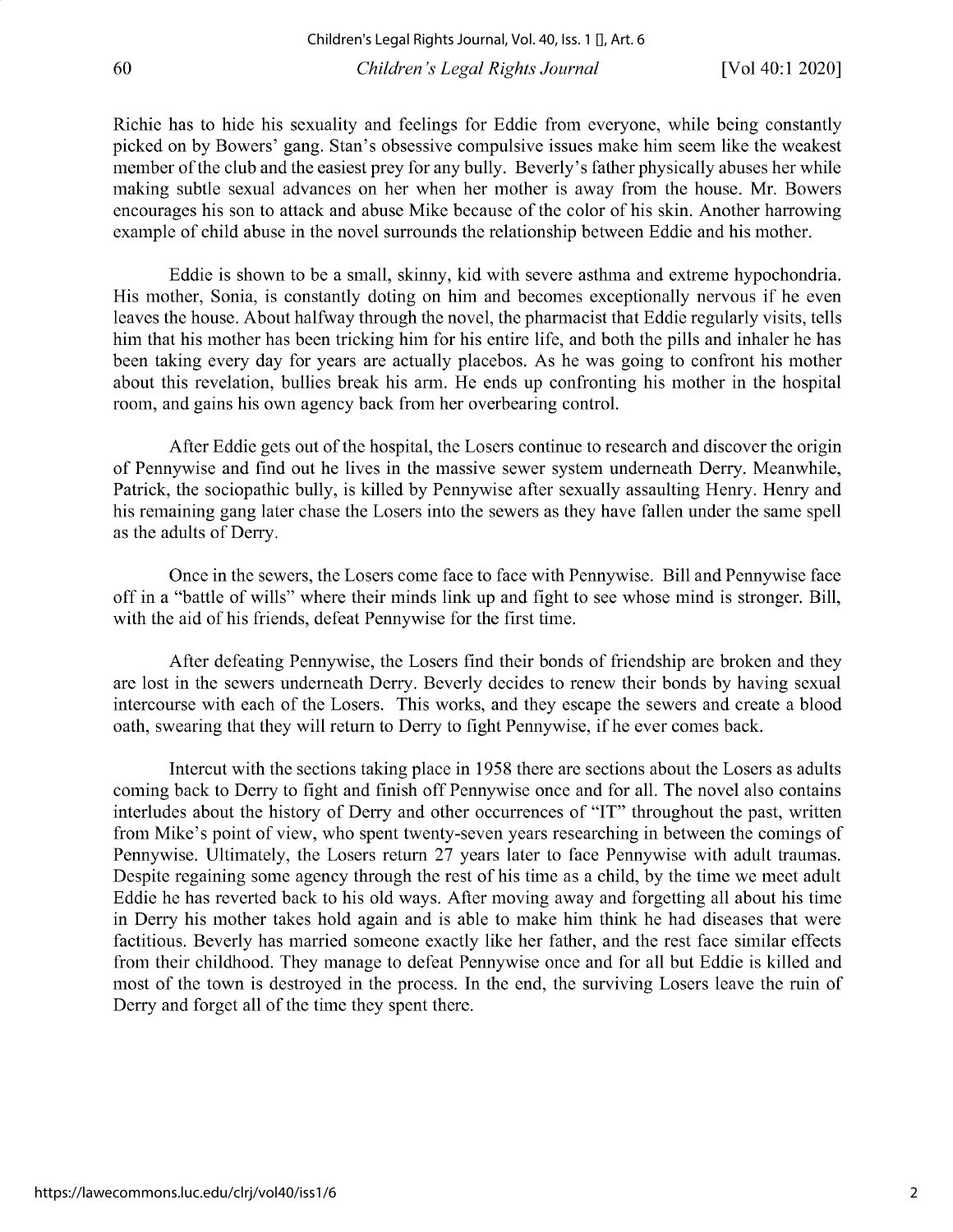Richie has to hide his sexuality and feelings for Eddie from everyone, while being constantly picked on by Bowers' gang. Stan's obsessive compulsive issues make him seem like the weakest member of the club and the easiest prey for any bully. Beverly's father physically abuses her while making subtle sexual advances on her when her mother is away from the house. Mr. Bowers encourages his son to attack and abuse Mike because of the color of his skin. Another harrowing example of child abuse in the novel surrounds the relationship between Eddie and his mother.

Eddie is shown to be a small, skinny, kid with severe asthma and extreme hypochondria. His mother, Sonia, is constantly doting on him and becomes exceptionally nervous if he even leaves the house. About halfway through the novel, the pharmacist that Eddie regularly visits, tells him that his mother has been tricking him for his entire life, and both the pills and inhaler he has been taking every day for years are actually placebos. As he was going to confront his mother about this revelation, bullies break his arm. He ends up confronting his mother in the hospital room, and gains his own agency back from her overbearing control.

After Eddie gets out of the hospital, the Losers continue to research and discover the origin of Pennywise and find out he lives in the massive sewer system underneath Derry. Meanwhile, Patrick, the sociopathic bully, is killed by Pennywise after sexually assaulting Henry. Henry and his remaining gang later chase the Losers into the sewers as they have fallen under the same spell as the adults of Derry.

Once in the sewers, the Losers come face to face with Pennywise. Bill and Pennywise face off in a "battle of wills" where their minds link up and fight to see whose mind is stronger. Bill, with the aid of his friends, defeat Pennywise for the first time.

After defeating Pennywise, the Losers find their bonds of friendship are broken and they are lost in the sewers underneath Derry. Beverly decides to renew their bonds by having sexual intercourse with each of the Losers. This works, and they escape the sewers and create a blood oath, swearing that they will return to Derry to fight Pennywise, if he ever comes back.

Intercut with the sections taking place in 1958 there are sections about the Losers as adults coming back to Derry to fight and finish off Pennywise once and for all. The novel also contains interludes about the history of Derry and other occurrences of "IT" throughout the past, written from Mike's point of view, who spent twenty-seven years researching in between the comings of Pennywise. Ultimately, the Losers return 27 years later to face Pennywise with adult traumas. Despite regaining some agency through the rest of his time as a child, by the time we meet adult Eddie he has reverted back to his old ways. After moving away and forgetting all about his time in Derry his mother takes hold again and is able to make him think he had diseases that were factitious. Beverly has married someone exactly like her father, and the rest face similar effects from their childhood. They manage to defeat Pennywise once and for all but Eddie is killed and most of the town is destroyed in the process. In the end, the surviving Losers leave the ruin of Derry and forget all of the time they spent there.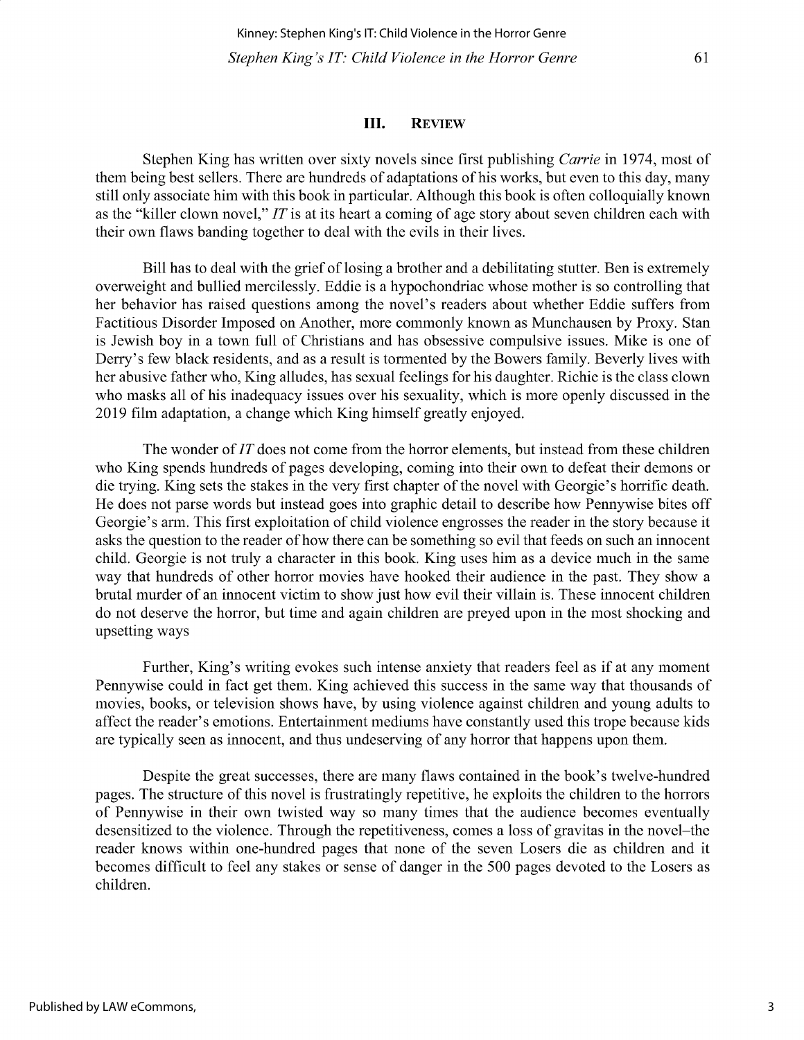## III. Review

Stephen King has written over sixty novels since first publishing *Carrie* in 1974, most of them being best sellers. There are hundreds of adaptations of his works, but even to this day, many still only associate him with this book in particular. Although this book is often colloquially known as the "killer clown novel," *IT* is at its heart a coming of age story about seven children each with their own flaws banding together to deal with the evils in their lives.

Bill has to deal with the grief of losing a brother and a debilitating stutter. Ben is extremely overweight and bullied mercilessly. Eddie is a hypochondriac whose mother is so controlling that her behavior has raised questions among the novel's readers about whether Eddie suffers from Factitious Disorder Imposed on Another, more commonly known as Munchausen by Proxy. Stan is Jewish boy in a town full of Christians and has obsessive compulsive issues. Mike is one of Derry's few black residents, and as a result is tormented by the Bowers family. Beverly lives with her abusive father who, King alludes, has sexual feelings for his daughter. Richie is the class clown who masks all of his inadequacy issues over his sexuality, which is more openly discussed in the 2019 film adaptation, a change which King himself greatly enjoyed.

The wonder of *IT* does not come from the horror elements, but instead from these children who King spends hundreds of pages developing, coming into their own to defeat their demons or die trying. King sets the stakes in the very first chapter of the novel with Georgie's horrific death. He does not parse words but instead goes into graphic detail to describe how Pennywise bites off Georgie's arm. This first exploitation of child violence engrosses the reader in the story because it asks the question to the reader of how there can be something so evil that feeds on such an innocent child. Georgie is not truly a character in this book. King uses him as a device much in the same way that hundreds of other horror movies have hooked their audience in the past. They show a brutal murder of an innocent victim to show just how evil their villain is. These innocent children do not deserve the horror, but time and again children are preyed upon in the most shocking and upsetting ways

Further, King's writing evokes such intense anxiety that readers feel as if at any moment Pennywise could in fact get them. King achieved this success in the same way that thousands of movies, books, or television shows have, by using violence against children and young adults to affect the reader's emotions. Entertainment mediums have constantly used this trope because kids are typically seen as innocent, and thus undeserving of any horror that happens upon them.

Despite the great successes, there are many flaws contained in the book's twelve-hundred pages. The structure of this novel is frustratingly repetitive, he exploits the children to the horrors of Pennywise in their own twisted way so many times that the audience becomes eventually desensitized to the violence. Through the repetitiveness, comes a loss of gravitas in the novel–the reader knows within one-hundred pages that none of the seven Losers die as children and it becomes difficult to feel any stakes or sense of danger in the 500 pages devoted to the Losers as children.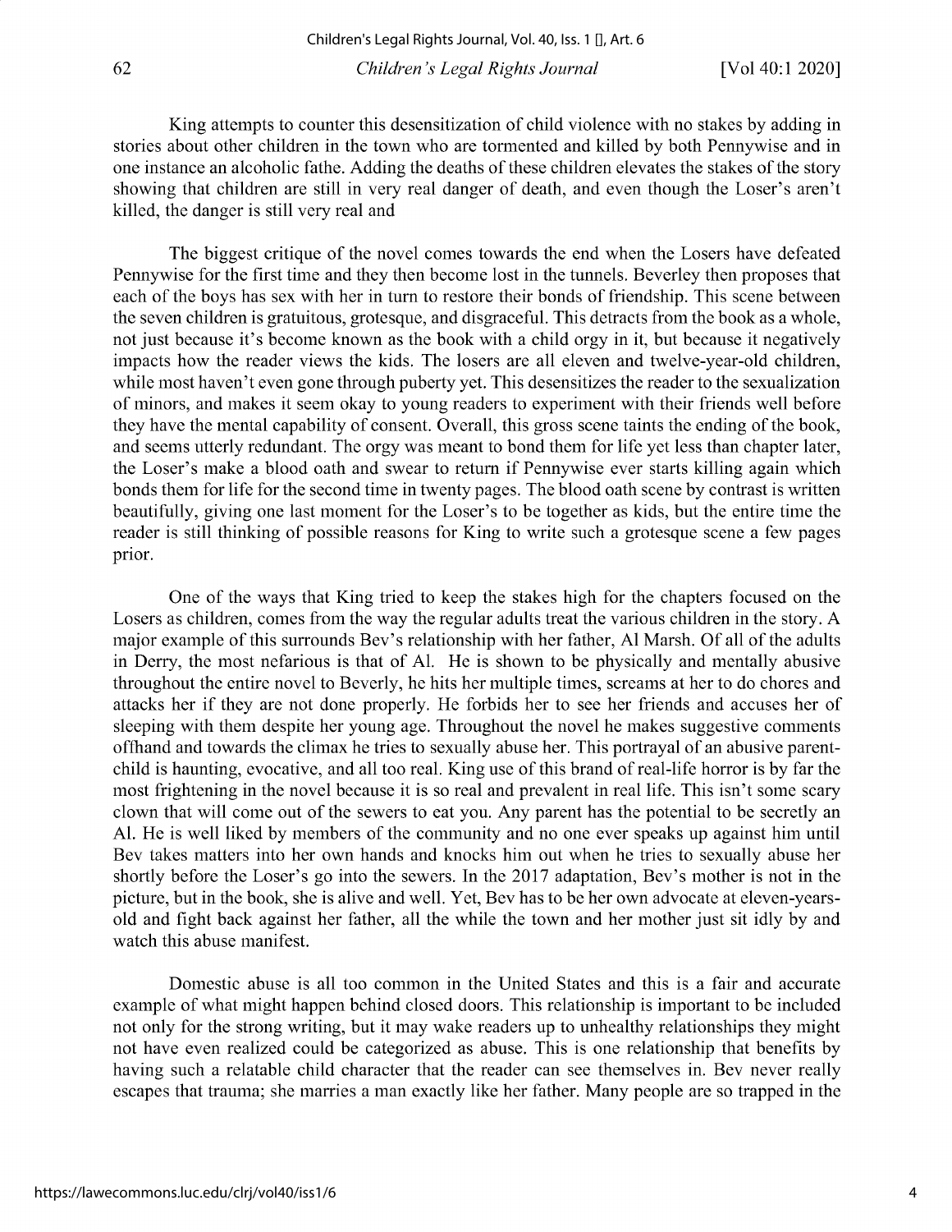King attempts to counter this desensitization of child violence with no stakes by adding in stories about other children in the town who are tormented and killed by both Pennywise and in one instance an alcoholic fathe. Adding the deaths of these children elevates the stakes of the story showing that children are still in very real danger of death, and even though the Loser's aren't killed, the danger is still very real and

The biggest critique of the novel comes towards the end when the Losers have defeated Pennywise for the first time and they then become lost in the tunnels. Beverley then proposes that each of the boys has sex with her in turn to restore their bonds of friendship. This scene between the seven children is gratuitous, grotesque, and disgraceful. This detracts from the book as a whole, not just because it's become known as the book with a child orgy in it, but because it negatively impacts how the reader views the kids. The losers are all eleven and twelve-year-old children, while most haven't even gone through puberty yet. This desensitizes the reader to the sexualization of minors, and makes it seem okay to young readers to experiment with their friends well before they have the mental capability of consent. Overall, this gross scene taints the ending of the book, and seems utterly redundant. The orgy was meant to bond them for life yet less than chapter later, the Loser's make a blood oath and swear to return if Pennywise ever starts killing again which bonds them for life for the second time in twenty pages. The blood oath scene by contrast is written beautifully, giving one last moment for the Loser's to be together as kids, but the entire time the reader is still thinking of possible reasons for King to write such a grotesque scene a few pages prior.

One of the ways that King tried to keep the stakes high for the chapters focused on the Losers as children, comes from the way the regular adults treat the various children in the story. A major example of this surrounds Bev's relationship with her father, Al Marsh. Of all of the adults in Derry, the most nefarious is that of Al. He is shown to be physically and mentally abusive throughout the entire novel to Beverly, he hits her multiple times, screams at her to do chores and attacks her if they are not done properly. He forbids her to see her friends and accuses her of sleeping with them despite her young age. Throughout the novel he makes suggestive comments offhand and towards the climax he tries to sexually abuse her. This portrayal of an abusive parent-child is haunting, evocative, and all too real. King use of this brand of real-life horror is by far the most frightening in the novel because it is so real and prevalent in real life. This isn't some scary clown that will come out of the sewers to eat you. Any parent has the potential to be secretly an Al. He is well liked by members of the community and no one ever speaks up against him until Bev takes matters into her own hands and knocks him out when he tries to sexually abuse her shortly before the Loser's go into the sewers. In the 2017 adaptation, Bev's mother is not in the picture, but in the book, she is alive and well. Yet, Bev has to be her own advocate at eleven-years-old and fight back against her father, all the while the town and her mother just sit idly by and watch this abuse manifest.

Domestic abuse is all too common in the United States and this is a fair and accurate example of what might happen behind closed doors. This relationship is important to be included not only for the strong writing, but it may wake readers up to unhealthy relationships they might not have even realized could be categorized as abuse. This is one relationship that benefits by having such a relatable child character that the reader can see themselves in. Bev never really escapes that trauma; she marries a man exactly like her father. Many people are so trapped in the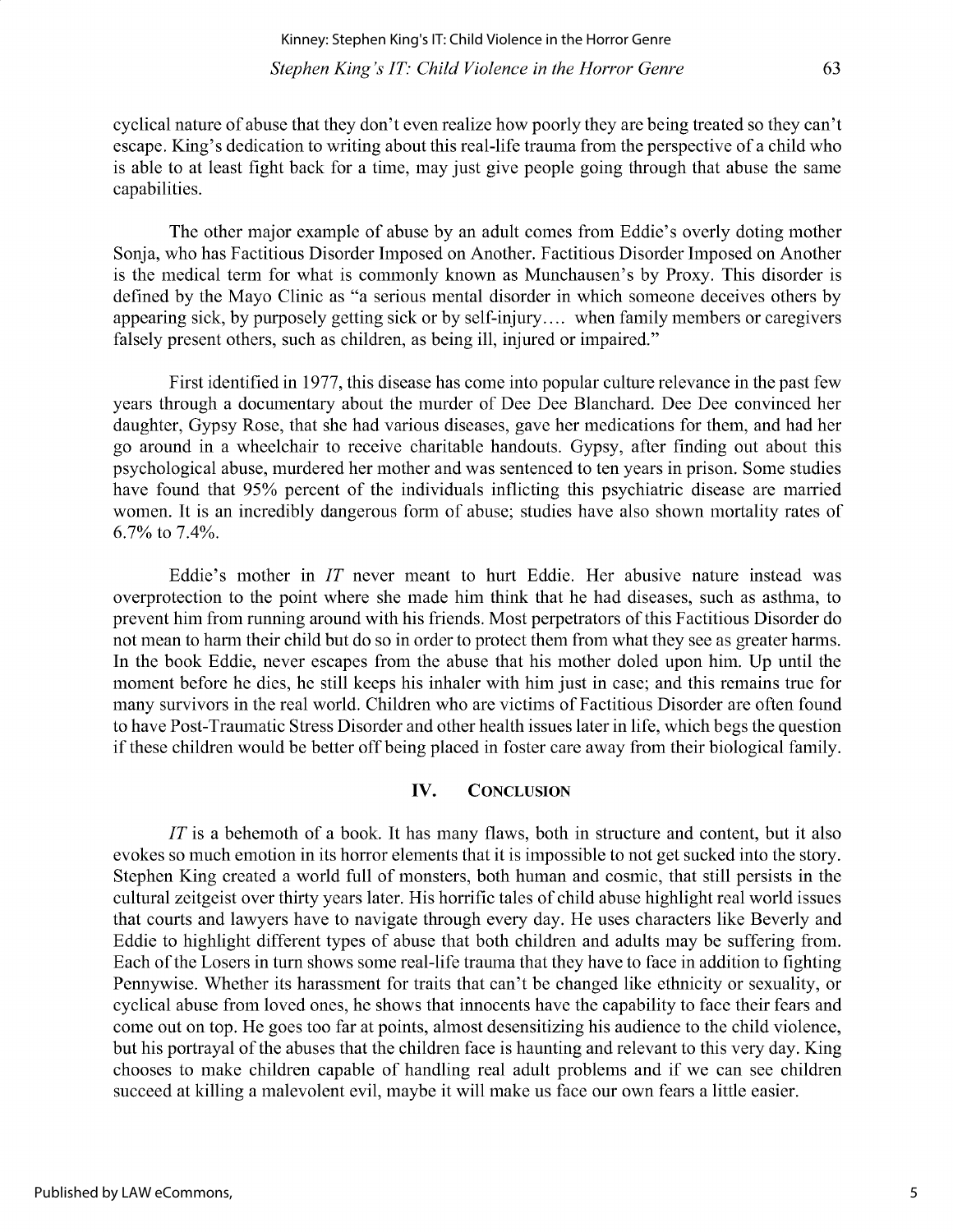cyclical nature of abuse that they don't even realize how poorly they are being treated so they can't escape. King's dedication to writing about this real-life trauma from the perspective of a child who is able to at least fight back for a time, may just give people going through that abuse the same capabilities.

The other major example of abuse by an adult comes from Eddie's overly doting mother Sonja, who has Factitious Disorder Imposed on Another. Factitious Disorder Imposed on Another is the medical term for what is commonly known as Munchausen's by Proxy. This disorder is defined by the Mayo Clinic as "a serious mental disorder in which someone deceives others by appearing sick, by purposely getting sick or by self-injury…. when family members or caregivers falsely present others, such as children, as being ill, injured or impaired."

First identified in 1977, this disease has come into popular culture relevance in the past few years through a documentary about the murder of Dee Dee Blanchard. Dee Dee convinced her daughter, Gypsy Rose, that she had various diseases, gave her medications for them, and had her go around in a wheelchair to receive charitable handouts. Gypsy, after finding out about this psychological abuse, murdered her mother and was sentenced to ten years in prison. Some studies have found that 95% percent of the individuals inflicting this psychiatric disease are married women. It is an incredibly dangerous form of abuse; studies have also shown mortality rates of 6.7% to 7.4%.

Eddie's mother in *IT* never meant to hurt Eddie. Her abusive nature instead was overprotection to the point where she made him think that he had diseases, such as asthma, to prevent him from running around with his friends. Most perpetrators of this Factitious Disorder do not mean to harm their child but do so in order to protect them from what they see as greater harms. In the book Eddie, never escapes from the abuse that his mother doled upon him. Up until the moment before he dies, he still keeps his inhaler with him just in case; and this remains true for many survivors in the real world. Children who are victims of Factitious Disorder are often found to have Post-Traumatic Stress Disorder and other health issues later in life, which begs the question if these children would be better off being placed in foster care away from their biological family.

## IV. CONCLUSION

*IT* is a behemoth of a book. It has many flaws, both in structure and content, but it also evokes so much emotion in its horror elements that it is impossible to not get sucked into the story. Stephen King created a world full of monsters, both human and cosmic, that still persists in the cultural zeitgeist over thirty years later. His horrific tales of child abuse highlight real world issues that courts and lawyers have to navigate through every day. He uses characters like Beverly and Eddie to highlight different types of abuse that both children and adults may be suffering from. Each of the Losers in turn shows some real-life trauma that they have to face in addition to fighting Pennywise. Whether its harassment for traits that can't be changed like ethnicity or sexuality, or cyclical abuse from loved ones, he shows that innocents have the capability to face their fears and come out on top. He goes too far at points, almost desensitizing his audience to the child violence, but his portrayal of the abuses that the children face is haunting and relevant to this very day. King chooses to make children capable of handling real adult problems and if we can see children succeed at killing a malevolent evil, maybe it will make us face our own fears a little easier.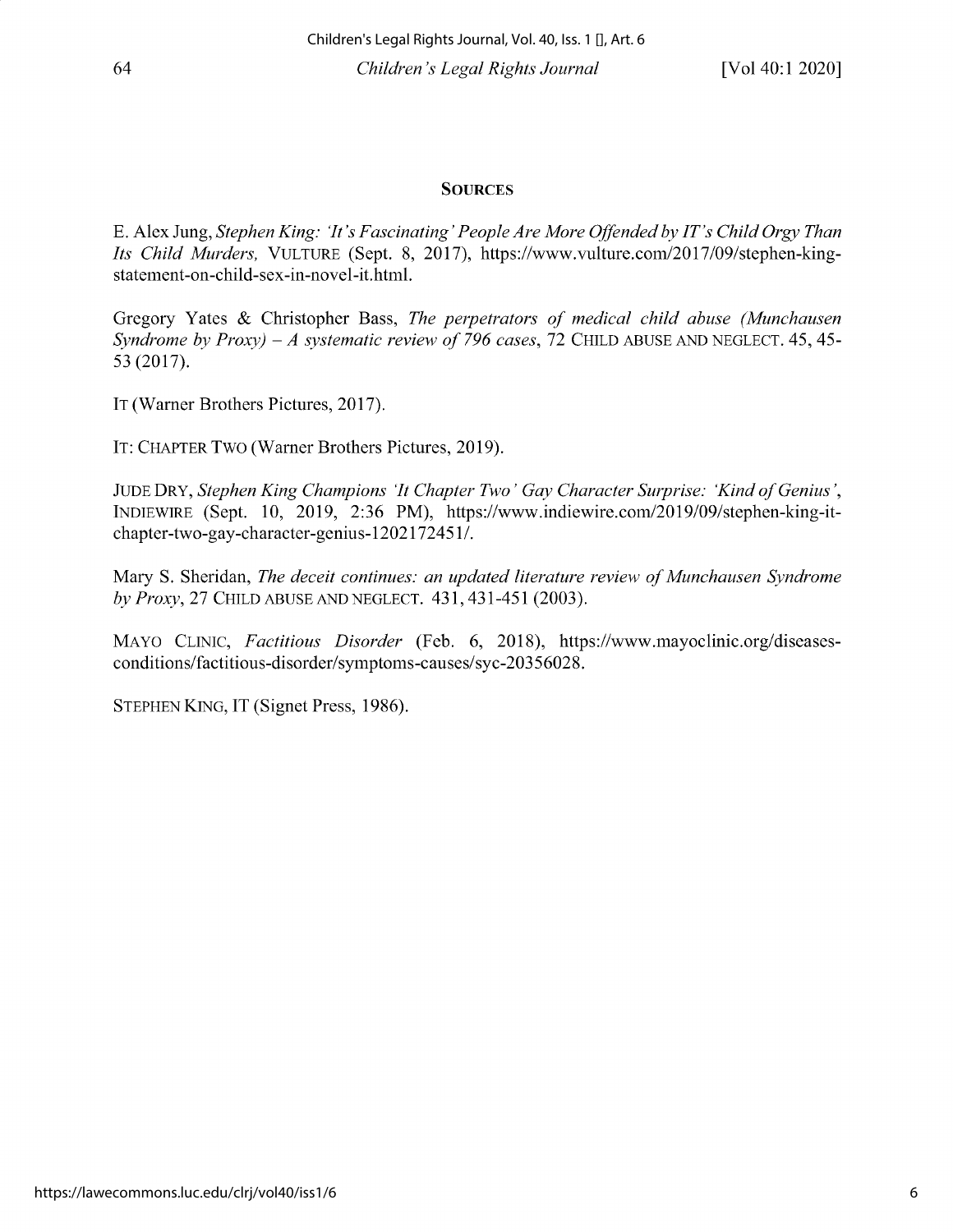## SOURCES

E. Alex Jung, *Stephen King: 'It's Fascinating' People Are More Offended by IT's Child Orgy Than Its Child Murders,* VULTURE (Sept. 8, 2017), https://www.vulture.com/2017/09/stephen-king-statement-on-child-sex-in-novel-it.html.

Gregory Yates & Christopher Bass, *The perpetrators of medical child abuse (Munchausen Syndrome by Proxy) – A systematic review of 796 cases*, 72 CHILD ABUSE AND NEGLECT. 45, 45-53 (2017).

IT (Warner Brothers Pictures, 2017).

IT: CHAPTER TWO (Warner Brothers Pictures, 2019).

JUDE DRY, *Stephen King Champions 'It Chapter Two' Gay Character Surprise: 'Kind of Genius'*, INDIEWIRE (Sept. 10, 2019, 2:36 PM), https://www.indiewire.com/2019/09/stephen-king-it-chapter-two-gay-character-genius-1202172451/.

Mary S. Sheridan, *The deceit continues: an updated literature review of Munchausen Syndrome by Proxy*, 27 CHILD ABUSE AND NEGLECT. 431, 431-451 (2003).

MAYO CLINIC, *Factitious Disorder* (Feb. 6, 2018), https://www.mayoclinic.org/diseases-conditions/factitious-disorder/symptoms-causes/syc-20356028.

STEPHEN KING, IT (Signet Press, 1986).